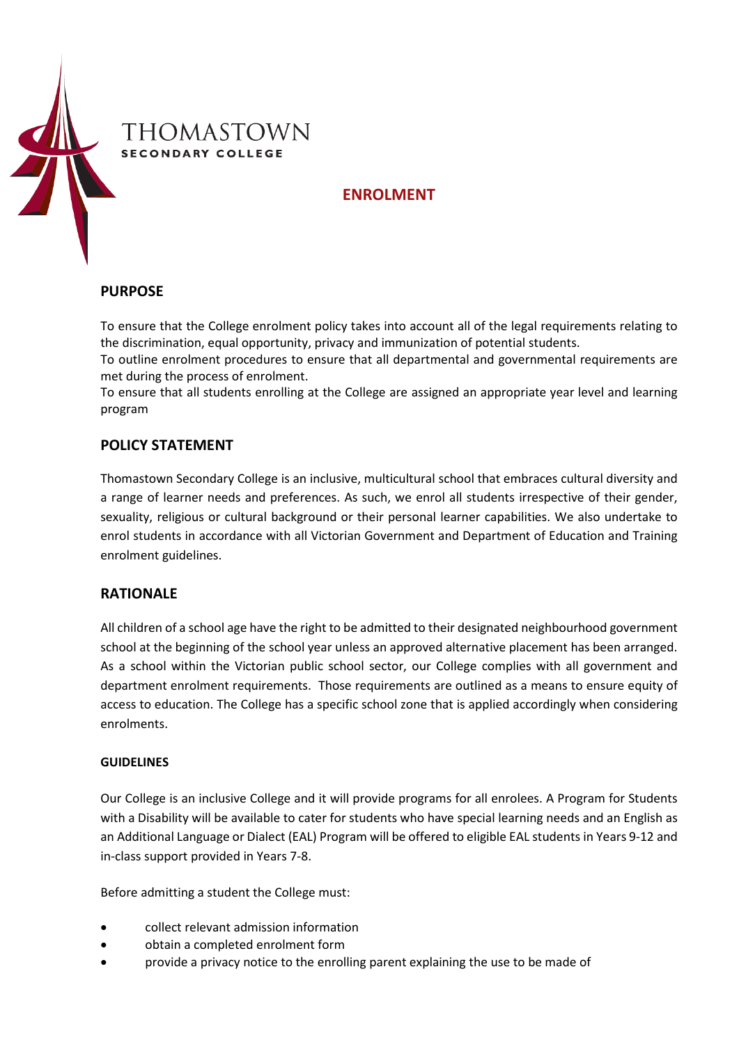THOMASTOWN
SECONDARY COLLEGE

# ENROLMENT

## PURPOSE

To ensure that the College enrolment policy takes into account all of the legal requirements relating to the discrimination, equal opportunity, privacy and immunization of potential students.
To outline enrolment procedures to ensure that all departmental and governmental requirements are met during the process of enrolment.
To ensure that all students enrolling at the College are assigned an appropriate year level and learning program

## POLICY STATEMENT

Thomastown Secondary College is an inclusive, multicultural school that embraces cultural diversity and a range of learner needs and preferences. As such, we enrol all students irrespective of their gender, sexuality, religious or cultural background or their personal learner capabilities. We also undertake to enrol students in accordance with all Victorian Government and Department of Education and Training enrolment guidelines.

## RATIONALE

All children of a school age have the right to be admitted to their designated neighbourhood government school at the beginning of the school year unless an approved alternative placement has been arranged. As a school within the Victorian public school sector, our College complies with all government and department enrolment requirements. Those requirements are outlined as a means to ensure equity of access to education. The College has a specific school zone that is applied accordingly when considering enrolments.

### GUIDELINES

Our College is an inclusive College and it will provide programs for all enrolees. A Program for Students with a Disability will be available to cater for students who have special learning needs and an English as an Additional Language or Dialect (EAL) Program will be offered to eligible EAL students in Years 9-12 and in-class support provided in Years 7-8.

Before admitting a student the College must:

- collect relevant admission information
- obtain a completed enrolment form
- provide a privacy notice to the enrolling parent explaining the use to be made of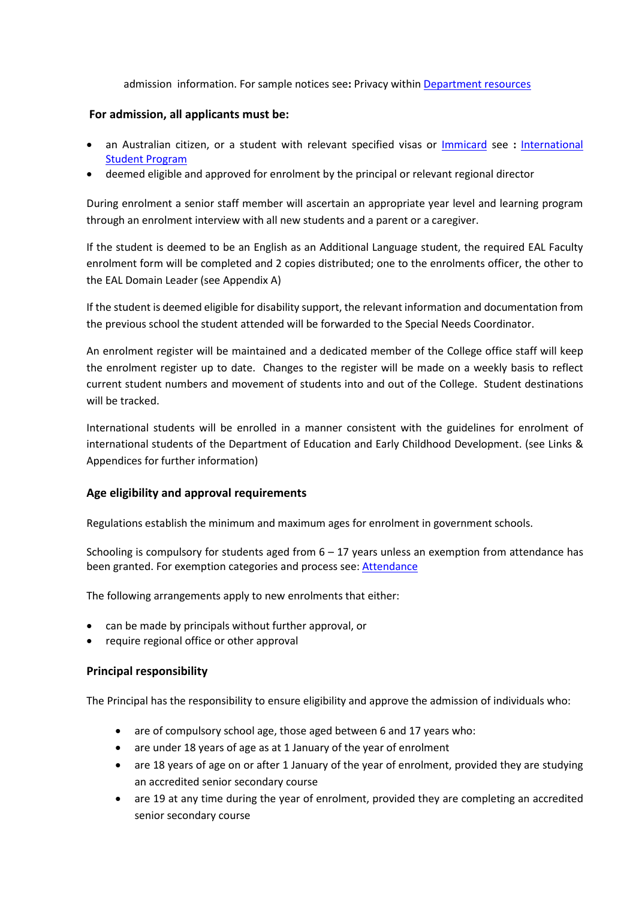admission information. For sample notices see: Privacy within [Department resources]

**For admission, all applicants must be:**

- an Australian citizen, or a student with relevant specified visas or [Immicard] see **:** [International Student Program]
- deemed eligible and approved for enrolment by the principal or relevant regional director

During enrolment a senior staff member will ascertain an appropriate year level and learning program through an enrolment interview with all new students and a parent or a caregiver.

If the student is deemed to be an English as an Additional Language student, the required EAL Faculty enrolment form will be completed and 2 copies distributed; one to the enrolments officer, the other to the EAL Domain Leader (see Appendix A)

If the student is deemed eligible for disability support, the relevant information and documentation from the previous school the student attended will be forwarded to the Special Needs Coordinator.

An enrolment register will be maintained and a dedicated member of the College office staff will keep the enrolment register up to date. Changes to the register will be made on a weekly basis to reflect current student numbers and movement of students into and out of the College. Student destinations will be tracked.

International students will be enrolled in a manner consistent with the guidelines for enrolment of international students of the Department of Education and Early Childhood Development. (see Links & Appendices for further information)

### Age eligibility and approval requirements

Regulations establish the minimum and maximum ages for enrolment in government schools.

Schooling is compulsory for students aged from 6 – 17 years unless an exemption from attendance has been granted. For exemption categories and process see: [Attendance]

The following arrangements apply to new enrolments that either:

- can be made by principals without further approval, or
- require regional office or other approval

### Principal responsibility

The Principal has the responsibility to ensure eligibility and approve the admission of individuals who:

- are of compulsory school age, those aged between 6 and 17 years who:
- are under 18 years of age as at 1 January of the year of enrolment
- are 18 years of age on or after 1 January of the year of enrolment, provided they are studying an accredited senior secondary course
- are 19 at any time during the year of enrolment, provided they are completing an accredited senior secondary course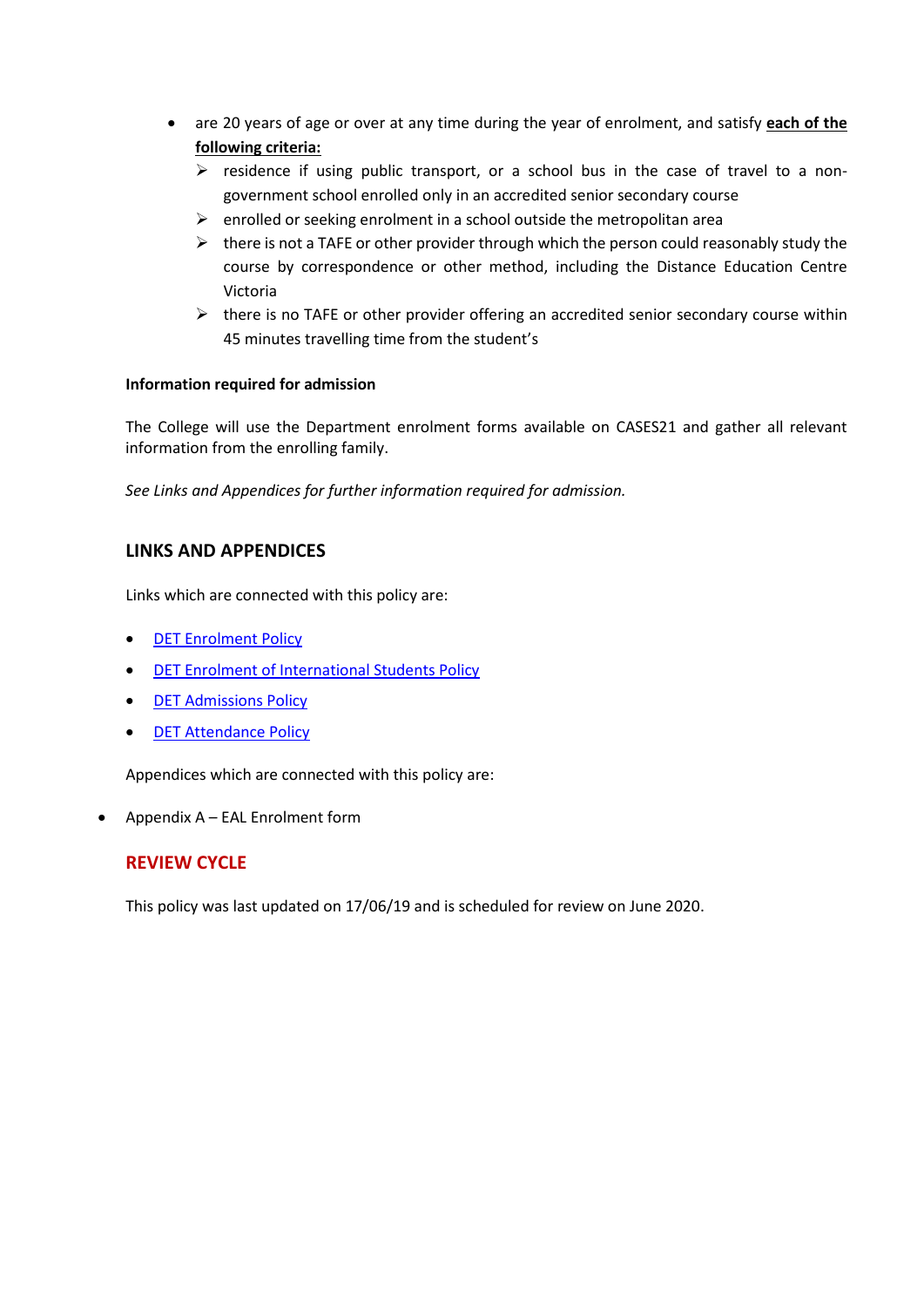- are 20 years of age or over at any time during the year of enrolment, and satisfy **each of the following criteria:**
  - residence if using public transport, or a school bus in the case of travel to a non-government school enrolled only in an accredited senior secondary course
  - enrolled or seeking enrolment in a school outside the metropolitan area
  - there is not a TAFE or other provider through which the person could reasonably study the course by correspondence or other method, including the Distance Education Centre Victoria
  - there is no TAFE or other provider offering an accredited senior secondary course within 45 minutes travelling time from the student's

**Information required for admission**

The College will use the Department enrolment forms available on CASES21 and gather all relevant information from the enrolling family.

*See Links and Appendices for further information required for admission.*

## LINKS AND APPENDICES

Links which are connected with this policy are:

- DET Enrolment Policy
- DET Enrolment of International Students Policy
- DET Admissions Policy
- DET Attendance Policy

Appendices which are connected with this policy are:

- Appendix A – EAL Enrolment form

## REVIEW CYCLE

This policy was last updated on 17/06/19 and is scheduled for review on June 2020.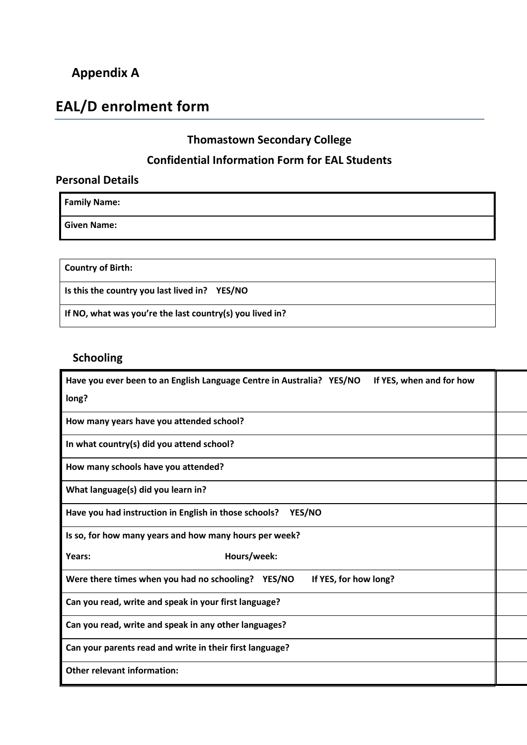## Appendix A

# EAL/D enrolment form

### Thomastown Secondary College

### Confidential Information Form for EAL Students

### Personal Details

| | |
|---|---|
| **Family Name:** | |
| **Given Name:** | |

| | |
|---|---|
| **Country of Birth:** | |
| **Is this the country you last lived in? YES/NO** | |
| **If NO, what was you're the last country(s) you lived in?** | |

### Schooling

| | |
|---|---|
| **Have you ever been to an English Language Centre in Australia? YES/NO If YES, when and for how long?** | |
| **How many years have you attended school?** | |
| **In what country(s) did you attend school?** | |
| **How many schools have you attended?** | |
| **What language(s) did you learn in?** | |
| **Have you had instruction in English in those schools? YES/NO** | |
| **Is so, for how many years and how many hours per week?**<br>**Years: Hours/week:** | |
| **Were there times when you had no schooling? YES/NO If YES, for how long?** | |
| **Can you read, write and speak in your first language?** | |
| **Can you read, write and speak in any other languages?** | |
| **Can your parents read and write in their first language?** | |
| **Other relevant information:** | |